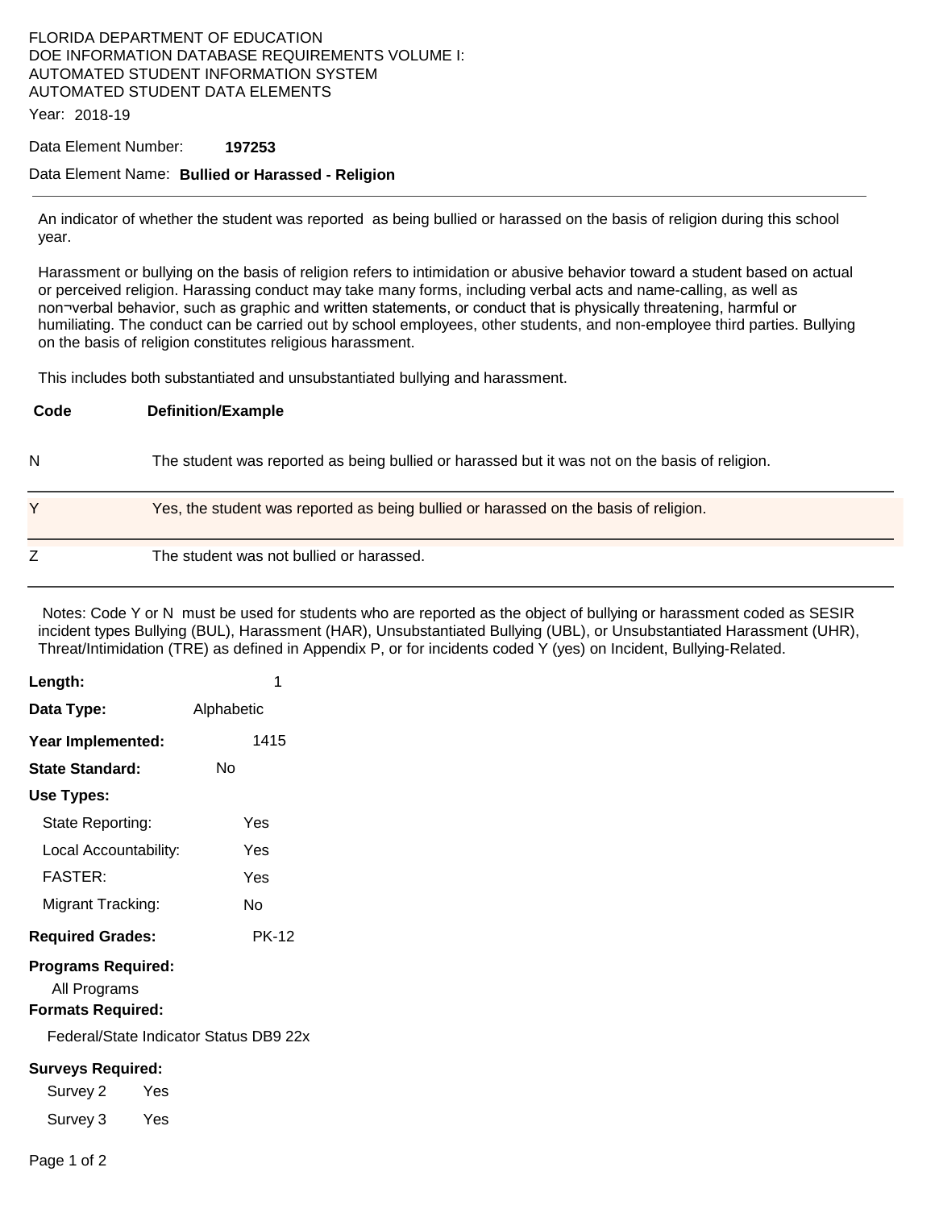FLORIDA DEPARTMENT OF EDUCATION
DOE INFORMATION DATABASE REQUIREMENTS VOLUME I:
AUTOMATED STUDENT INFORMATION SYSTEM
AUTOMATED STUDENT DATA ELEMENTS

Year: 2018-19

Data Element Number: **197253**

Data Element Name: **Bullied or Harassed - Religion**

---

An indicator of whether the student was reported as being bullied or harassed on the basis of religion during this school year.

Harassment or bullying on the basis of religion refers to intimidation or abusive behavior toward a student based on actual or perceived religion. Harassing conduct may take many forms, including verbal acts and name-calling, as well as non¬verbal behavior, such as graphic and written statements, or conduct that is physically threatening, harmful or humiliating. The conduct can be carried out by school employees, other students, and non-employee third parties. Bullying on the basis of religion constitutes religious harassment.

This includes both substantiated and unsubstantiated bullying and harassment.

| Code | Definition/Example |
|---|---|
| N | The student was reported as being bullied or harassed but it was not on the basis of religion. |
| Y | Yes, the student was reported as being bullied or harassed on the basis of religion. |
| Z | The student was not bullied or harassed. |

Notes: Code Y or N must be used for students who are reported as the object of bullying or harassment coded as SESIR incident types Bullying (BUL), Harassment (HAR), Unsubstantiated Bullying (UBL), or Unsubstantiated Harassment (UHR), Threat/Intimidation (TRE) as defined in Appendix P, or for incidents coded Y (yes) on Incident, Bullying-Related.

**Length:** 1

**Data Type:** Alphabetic

**Year Implemented:** 1415

**State Standard:** No

**Use Types:**

- State Reporting: Yes
- Local Accountability: Yes
- FASTER: Yes
- Migrant Tracking: No

**Required Grades:** PK-12

**Programs Required:**

All Programs

**Formats Required:**

Federal/State Indicator Status DB9 22x

**Surveys Required:**

- Survey 2 Yes
- Survey 3 Yes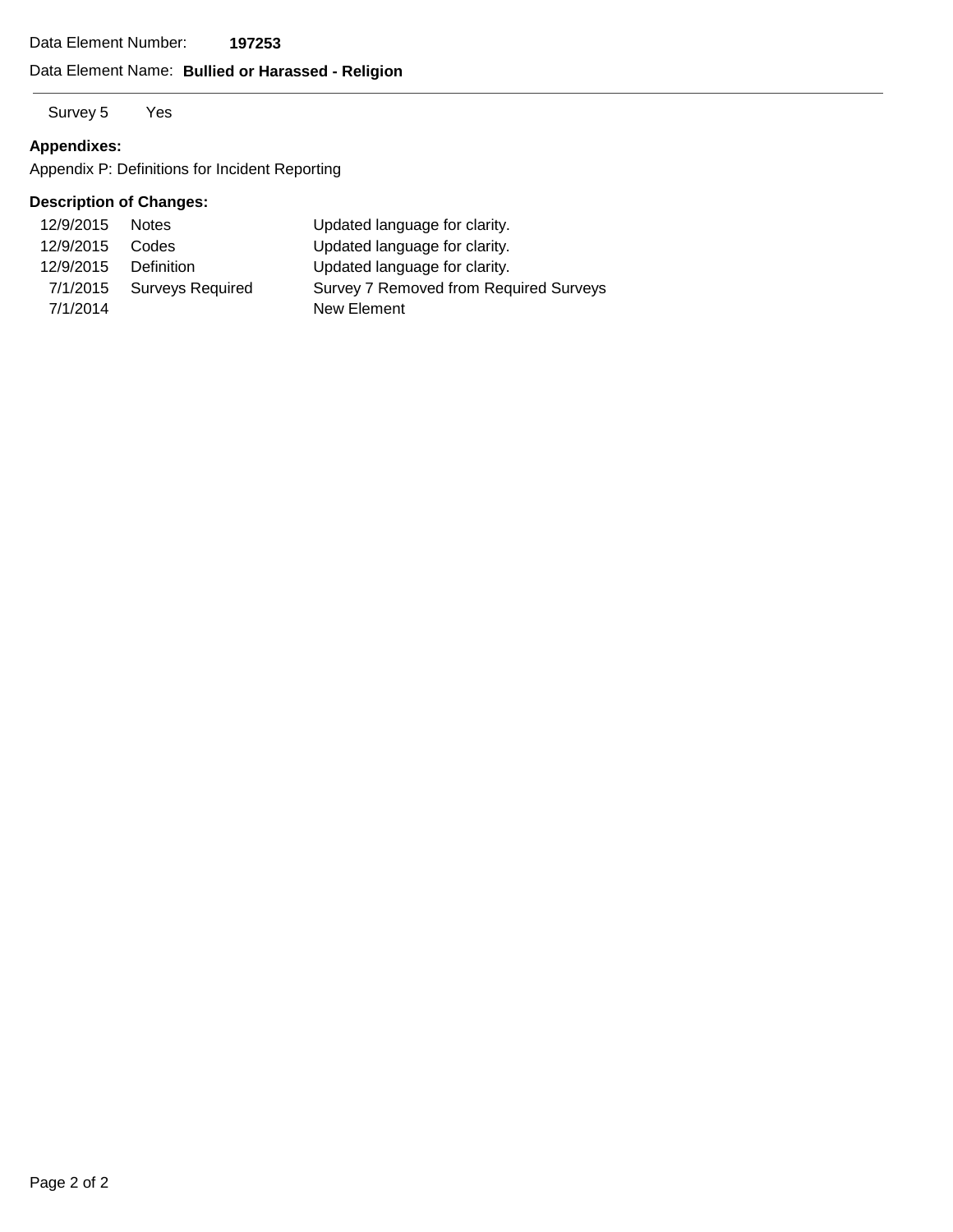Data Element Number: **197253**

Data Element Name: **Bullied or Harassed - Religion**

---

| | |
|---|---|
| Survey 5 | Yes |

**Appendixes:**

Appendix P: Definitions for Incident Reporting

**Description of Changes:**

| | | |
|---|---|---|
| 12/9/2015 | Notes | Updated language for clarity. |
| 12/9/2015 | Codes | Updated language for clarity. |
| 12/9/2015 | Definition | Updated language for clarity. |
| 7/1/2015 | Surveys Required | Survey 7 Removed from Required Surveys |
| 7/1/2014 | | New Element |